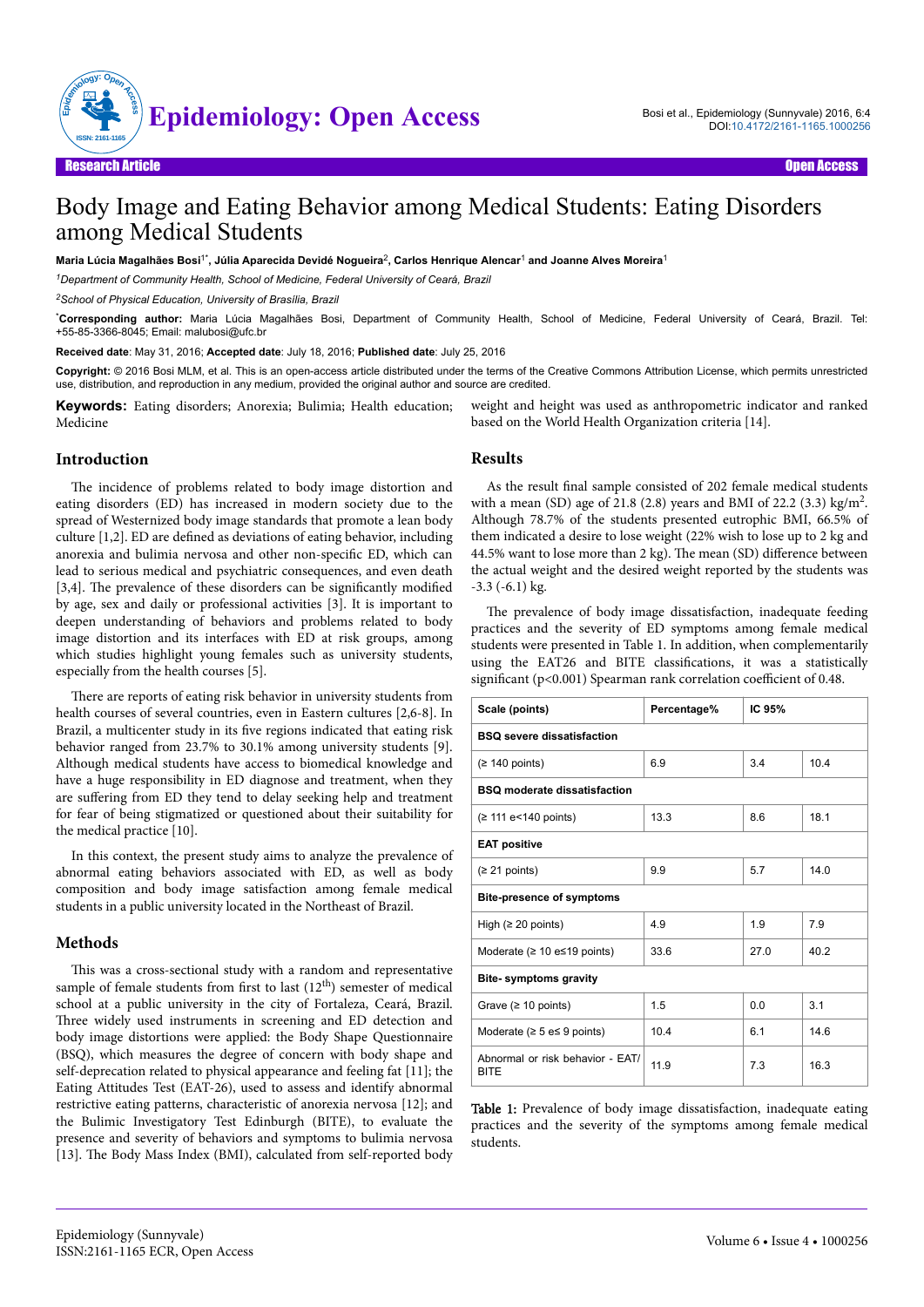# Body Image and Eating Behavior among Medical Students: Eating Disorders among Medical Students

**Maria Lúcia Magalhães Bosi[1*], Júlia Aparecida Devidé Nogueira[2], Carlos Henrique Alencar[1] and Joanne Alves Moreira[1]**

*[1]Department of Community Health, School of Medicine, Federal University of Ceará, Brazil*

*[2]School of Physical Education, University of Brasília, Brazil*

[*]**Corresponding author:** Maria Lúcia Magalhães Bosi, Department of Community Health, School of Medicine, Federal University of Ceará, Brazil. Tel: +55-85-3366-8045; Email: malubosi@ufc.br

**Received date**: May 31, 2016; **Accepted date**: July 18, 2016; **Published date**: July 25, 2016

**Copyright:** © 2016 Bosi MLM, et al. This is an open-access article distributed under the terms of the Creative Commons Attribution License, which permits unrestricted use, distribution, and reproduction in any medium, provided the original author and source are credited.

**Keywords:** Eating disorders; Anorexia; Bulimia; Health education; Medicine

## Introduction

The incidence of problems related to body image distortion and eating disorders (ED) has increased in modern society due to the spread of Westernized body image standards that promote a lean body culture [1,2]. ED are defined as deviations of eating behavior, including anorexia and bulimia nervosa and other non-specific ED, which can lead to serious medical and psychiatric consequences, and even death [3,4]. The prevalence of these disorders can be significantly modified by age, sex and daily or professional activities [3]. It is important to deepen understanding of behaviors and problems related to body image distortion and its interfaces with ED at risk groups, among which studies highlight young females such as university students, especially from the health courses [5].

There are reports of eating risk behavior in university students from health courses of several countries, even in Eastern cultures [2,6-8]. In Brazil, a multicenter study in its five regions indicated that eating risk behavior ranged from 23.7% to 30.1% among university students [9]. Although medical students have access to biomedical knowledge and have a huge responsibility in ED diagnose and treatment, when they are suffering from ED they tend to delay seeking help and treatment for fear of being stigmatized or questioned about their suitability for the medical practice [10].

In this context, the present study aims to analyze the prevalence of abnormal eating behaviors associated with ED, as well as body composition and body image satisfaction among female medical students in a public university located in the Northeast of Brazil.

## Methods

This was a cross-sectional study with a random and representative sample of female students from first to last ($12^{th}$) semester of medical school at a public university in the city of Fortaleza, Ceará, Brazil. Three widely used instruments in screening and ED detection and body image distortions were applied: the Body Shape Questionnaire (BSQ), which measures the degree of concern with body shape and self-deprecation related to physical appearance and feeling fat [11]; the Eating Attitudes Test (EAT-26), used to assess and identify abnormal restrictive eating patterns, characteristic of anorexia nervosa [12]; and the Bulimic Investigatory Test Edinburgh (BITE), to evaluate the presence and severity of behaviors and symptoms to bulimia nervosa [13]. The Body Mass Index (BMI), calculated from self-reported body weight and height was used as anthropometric indicator and ranked based on the World Health Organization criteria [14].

## Results

As the result final sample consisted of 202 female medical students with a mean (SD) age of 21.8 (2.8) years and BMI of 22.2 (3.3) $kg/m^2$. Although 78.7% of the students presented eutrophic BMI, 66.5% of them indicated a desire to lose weight (22% wish to lose up to 2 kg and 44.5% want to lose more than 2 kg). The mean (SD) difference between the actual weight and the desired weight reported by the students was -3.3 (-6.1) kg.

The prevalence of body image dissatisfaction, inadequate feeding practices and the severity of ED symptoms among female medical students were presented in Table 1. In addition, when complementarily using the EAT26 and BITE classifications, it was a statistically significant ($p<0.001$) Spearman rank correlation coefficient of 0.48.

| Scale (points) | Percentage% | IC 95% | |
|---|---|---|---|
| **BSQ severe dissatisfaction** | | | |
| (≥ 140 points) | 6.9 | 3.4 | 10.4 |
| **BSQ moderate dissatisfaction** | | | |
| (≥ 111 e<140 points) | 13.3 | 8.6 | 18.1 |
| **EAT positive** | | | |
| (≥ 21 points) | 9.9 | 5.7 | 14.0 |
| **Bite-presence of symptoms** | | | |
| High (≥ 20 points) | 4.9 | 1.9 | 7.9 |
| Moderate (≥ 10 e≤19 points) | 33.6 | 27.0 | 40.2 |
| **Bite- symptoms gravity** | | | |
| Grave (≥ 10 points) | 1.5 | 0.0 | 3.1 |
| Moderate (≥ 5 e≤ 9 points) | 10.4 | 6.1 | 14.6 |
| Abnormal or risk behavior - EAT/ BITE | 11.9 | 7.3 | 16.3 |

**Table 1:** Prevalence of body image dissatisfaction, inadequate eating practices and the severity of the symptoms among female medical students.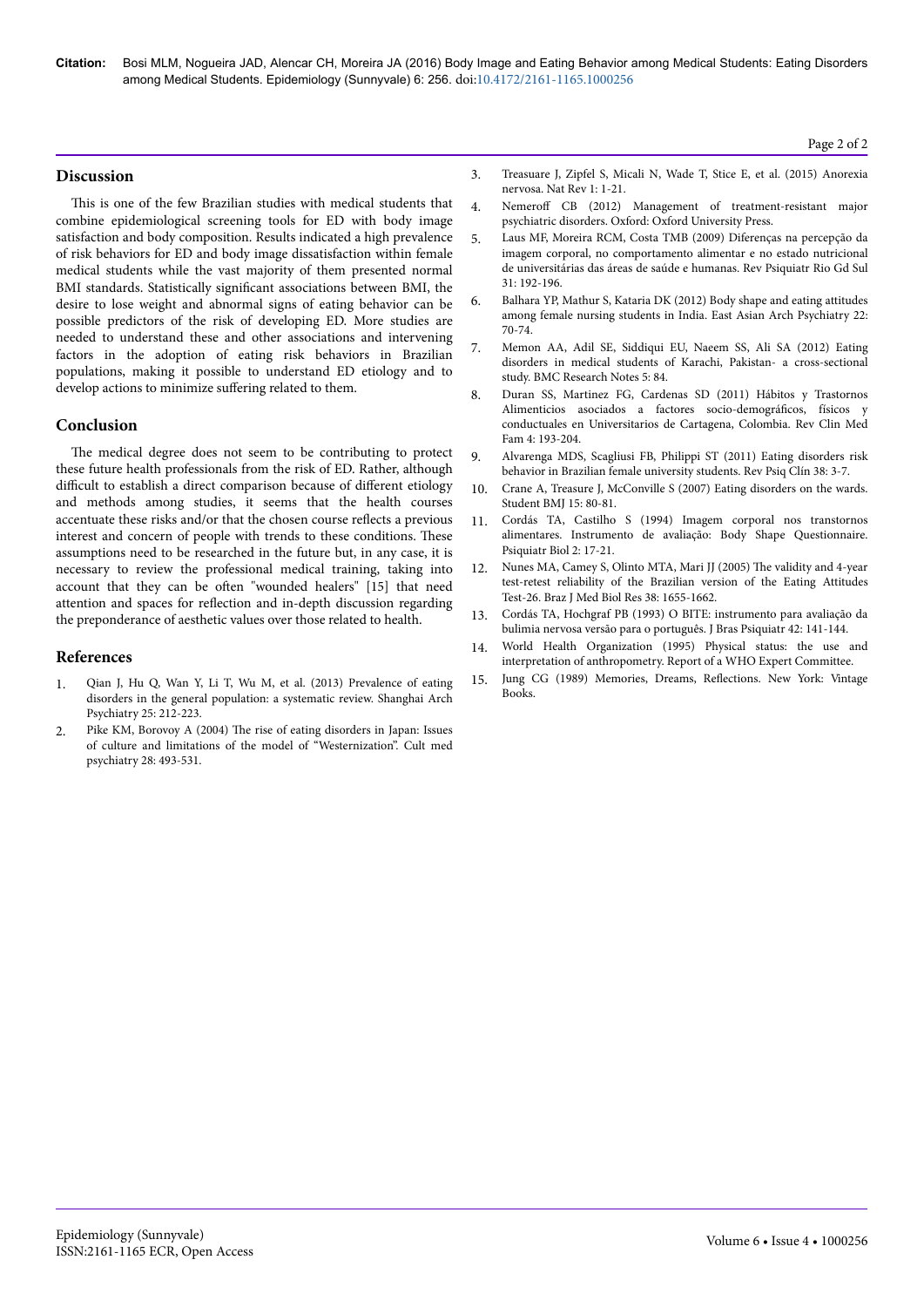## Discussion

This is one of the few Brazilian studies with medical students that combine epidemiological screening tools for ED with body image satisfaction and body composition. Results indicated a high prevalence of risk behaviors for ED and body image dissatisfaction within female medical students while the vast majority of them presented normal BMI standards. Statistically significant associations between BMI, the desire to lose weight and abnormal signs of eating behavior can be possible predictors of the risk of developing ED. More studies are needed to understand these and other associations and intervening factors in the adoption of eating risk behaviors in Brazilian populations, making it possible to understand ED etiology and to develop actions to minimize suffering related to them.

## Conclusion

The medical degree does not seem to be contributing to protect these future health professionals from the risk of ED. Rather, although difficult to establish a direct comparison because of different etiology and methods among studies, it seems that the health courses accentuate these risks and/or that the chosen course reflects a previous interest and concern of people with trends to these conditions. These assumptions need to be researched in the future but, in any case, it is necessary to review the professional medical training, taking into account that they can be often "wounded healers" [15] that need attention and spaces for reflection and in-depth discussion regarding the preponderance of aesthetic values over those related to health.

## References

1. Qian J, Hu Q, Wan Y, Li T, Wu M, et al. (2013) Prevalence of eating disorders in the general population: a systematic review. Shanghai Arch Psychiatry 25: 212-223.
2. Pike KM, Borovoy A (2004) The rise of eating disorders in Japan: Issues of culture and limitations of the model of "Westernization". Cult med psychiatry 28: 493-531.
3. Treasuare J, Zipfel S, Micali N, Wade T, Stice E, et al. (2015) Anorexia nervosa. Nat Rev 1: 1-21.
4. Nemeroff CB (2012) Management of treatment-resistant major psychiatric disorders. Oxford: Oxford University Press.
5. Laus MF, Moreira RCM, Costa TMB (2009) Diferenças na percepção da imagem corporal, no comportamento alimentar e no estado nutricional de universitárias das áreas de saúde e humanas. Rev Psiquiatr Rio Gd Sul 31: 192-196.
6. Balhara YP, Mathur S, Kataria DK (2012) Body shape and eating attitudes among female nursing students in India. East Asian Arch Psychiatry 22: 70-74.
7. Memon AA, Adil SE, Siddiqui EU, Naeem SS, Ali SA (2012) Eating disorders in medical students of Karachi, Pakistan- a cross-sectional study. BMC Research Notes 5: 84.
8. Duran SS, Martinez FG, Cardenas SD (2011) Hábitos y Trastornos Alimenticios asociados a factores socio-demográficos, físicos y conductuales en Universitarios de Cartagena, Colombia. Rev Clin Med Fam 4: 193-204.
9. Alvarenga MDS, Scagliusi FB, Philippi ST (2011) Eating disorders risk behavior in Brazilian female university students. Rev Psiq Clín 38: 3-7.
10. Crane A, Treasure J, McConville S (2007) Eating disorders on the wards. Student BMJ 15: 80-81.
11. Cordás TA, Castilho S (1994) Imagem corporal nos transtornos alimentares. Instrumento de avaliação: Body Shape Questionnaire. Psiquiatr Biol 2: 17-21.
12. Nunes MA, Camey S, Olinto MTA, Mari JJ (2005) The validity and 4-year test-retest reliability of the Brazilian version of the Eating Attitudes Test-26. Braz J Med Biol Res 38: 1655-1662.
13. Cordás TA, Hochgraf PB (1993) O BITE: instrumento para avaliação da bulimia nervosa versão para o português. J Bras Psiquiatr 42: 141-144.
14. World Health Organization (1995) Physical status: the use and interpretation of anthropometry. Report of a WHO Expert Committee.
15. Jung CG (1989) Memories, Dreams, Reflections. New York: Vintage Books.